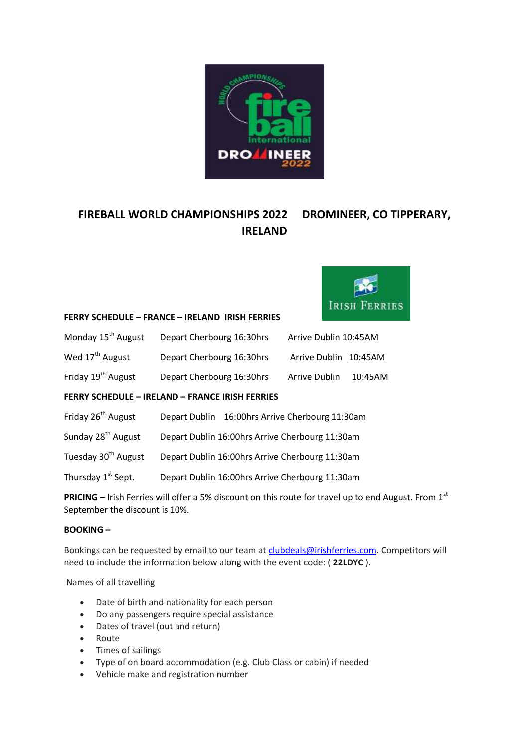# FIREBALL WORLD CHAMPIONSHIPS 2022 DROMINEER, CO TIPPERARY, IRELAND

**FERRY SCHEDULE – FRANCE – IRELAND IRISH FERRIES**

| | | |
|---|---|---|
| Monday 15th August | Depart Cherbourg 16:30hrs | Arrive Dublin 10:45AM |
| Wed 17th August | Depart Cherbourg 16:30hrs | Arrive Dublin 10:45AM |
| Friday 19th August | Depart Cherbourg 16:30hrs | Arrive Dublin 10:45AM |

**FERRY SCHEDULE – IRELAND – FRANCE IRISH FERRIES**

| | | |
|---|---|---|
| Friday 26th August | Depart Dublin 16:00hrs | Arrive Cherbourg 11:30am |
| Sunday 28th August | Depart Dublin 16:00hrs | Arrive Cherbourg 11:30am |
| Tuesday 30th August | Depart Dublin 16:00hrs | Arrive Cherbourg 11:30am |
| Thursday 1st Sept. | Depart Dublin 16:00hrs | Arrive Cherbourg 11:30am |

**PRICING** – Irish Ferries will offer a 5% discount on this route for travel up to end August. From 1st September the discount is 10%.

**BOOKING –**

Bookings can be requested by email to our team at clubdeals@irishferries.com. Competitors will need to include the information below along with the event code: ( **22LDYC** ).

Names of all travelling

- Date of birth and nationality for each person
- Do any passengers require special assistance
- Dates of travel (out and return)
- Route
- Times of sailings
- Type of on board accommodation (e.g. Club Class or cabin) if needed
- Vehicle make and registration number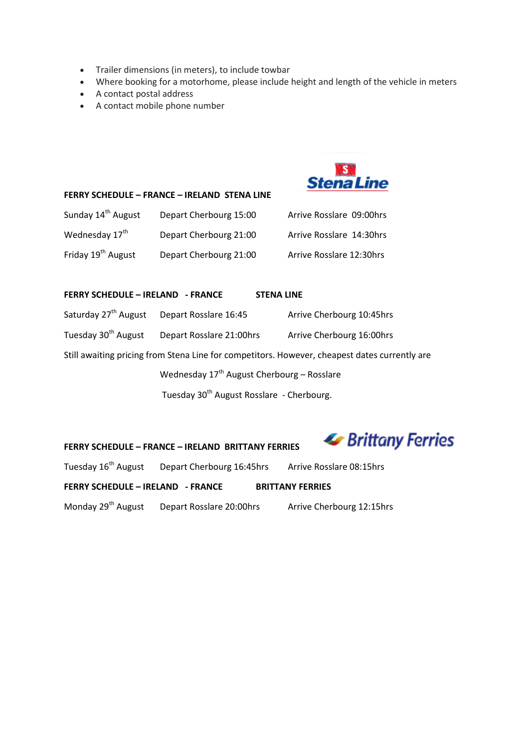- Trailer dimensions (in meters), to include towbar
- Where booking for a motorhome, please include height and length of the vehicle in meters
- A contact postal address
- A contact mobile phone number

**FERRY SCHEDULE – FRANCE – IRELAND STENA LINE**

| | | |
|---|---|---|
| Sunday 14th August | Depart Cherbourg 15:00 | Arrive Rosslare 09:00hrs |
| Wednesday 17th | Depart Cherbourg 21:00 | Arrive Rosslare 14:30hrs |
| Friday 19th August | Depart Cherbourg 21:00 | Arrive Rosslare 12:30hrs |

**FERRY SCHEDULE – IRELAND - FRANCE STENA LINE**

| | | |
|---|---|---|
| Saturday 27th August | Depart Rosslare 16:45 | Arrive Cherbourg 10:45hrs |
| Tuesday 30th August | Depart Rosslare 21:00hrs | Arrive Cherbourg 16:00hrs |

Still awaiting pricing from Stena Line for competitors. However, cheapest dates currently are

Wednesday 17th August Cherbourg – Rosslare

Tuesday 30th August Rosslare - Cherbourg.

**FERRY SCHEDULE – FRANCE – IRELAND BRITTANY FERRIES**

| | | |
|---|---|---|
| Tuesday 16th August | Depart Cherbourg 16:45hrs | Arrive Rosslare 08:15hrs |

**FERRY SCHEDULE – IRELAND - FRANCE BRITTANY FERRIES**

| | | |
|---|---|---|
| Monday 29th August | Depart Rosslare 20:00hrs | Arrive Cherbourg 12:15hrs |